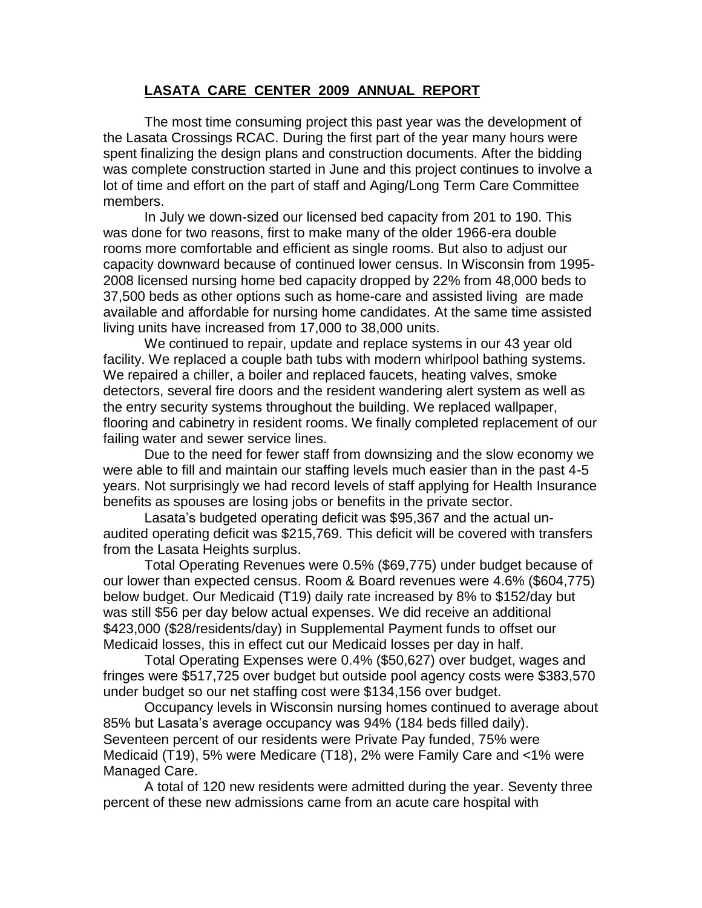# **LASATA CARE CENTER 2009 ANNUAL REPORT**

The most time consuming project this past year was the development of the Lasata Crossings RCAC. During the first part of the year many hours were spent finalizing the design plans and construction documents. After the bidding was complete construction started in June and this project continues to involve a lot of time and effort on the part of staff and Aging/Long Term Care Committee members.

In July we down-sized our licensed bed capacity from 201 to 190. This was done for two reasons, first to make many of the older 1966-era double rooms more comfortable and efficient as single rooms. But also to adjust our capacity downward because of continued lower census. In Wisconsin from 1995-2008 licensed nursing home bed capacity dropped by 22% from 48,000 beds to 37,500 beds as other options such as home-care and assisted living are made available and affordable for nursing home candidates. At the same time assisted living units have increased from 17,000 to 38,000 units.

We continued to repair, update and replace systems in our 43 year old facility. We replaced a couple bath tubs with modern whirlpool bathing systems. We repaired a chiller, a boiler and replaced faucets, heating valves, smoke detectors, several fire doors and the resident wandering alert system as well as the entry security systems throughout the building. We replaced wallpaper, flooring and cabinetry in resident rooms. We finally completed replacement of our failing water and sewer service lines.

Due to the need for fewer staff from downsizing and the slow economy we were able to fill and maintain our staffing levels much easier than in the past 4-5 years. Not surprisingly we had record levels of staff applying for Health Insurance benefits as spouses are losing jobs or benefits in the private sector.

Lasata's budgeted operating deficit was $95,367 and the actual un-audited operating deficit was $215,769. This deficit will be covered with transfers from the Lasata Heights surplus.

Total Operating Revenues were 0.5% ($69,775) under budget because of our lower than expected census. Room & Board revenues were 4.6% ($604,775) below budget. Our Medicaid (T19) daily rate increased by 8% to $152/day but was still $56 per day below actual expenses. We did receive an additional $423,000 ($28/residents/day) in Supplemental Payment funds to offset our Medicaid losses, this in effect cut our Medicaid losses per day in half.

Total Operating Expenses were 0.4% ($50,627) over budget, wages and fringes were $517,725 over budget but outside pool agency costs were $383,570 under budget so our net staffing cost were $134,156 over budget.

Occupancy levels in Wisconsin nursing homes continued to average about 85% but Lasata's average occupancy was 94% (184 beds filled daily). Seventeen percent of our residents were Private Pay funded, 75% were Medicaid (T19), 5% were Medicare (T18), 2% were Family Care and <1% were Managed Care.

A total of 120 new residents were admitted during the year. Seventy three percent of these new admissions came from an acute care hospital with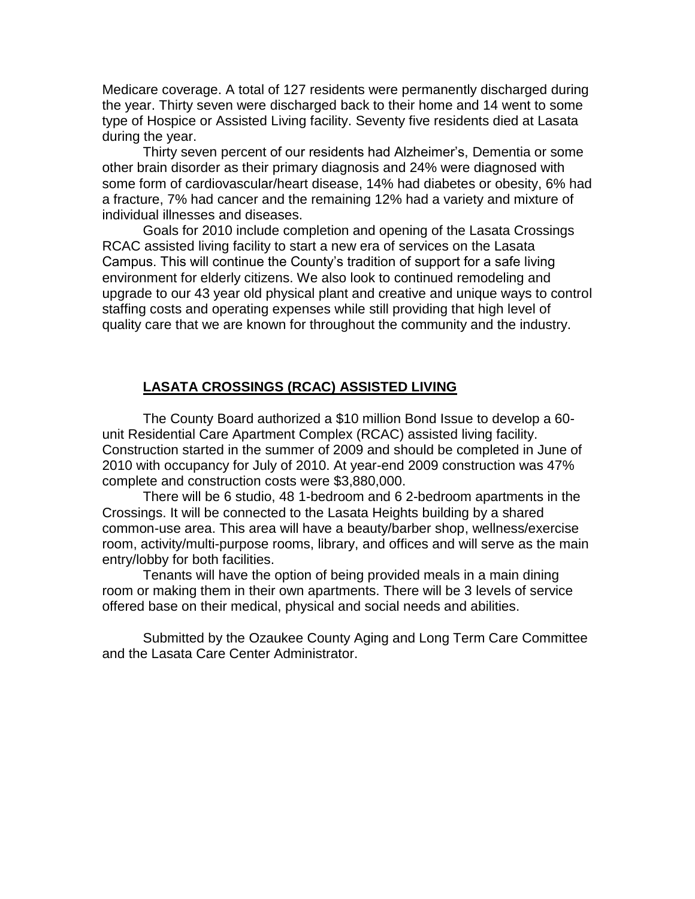Medicare coverage. A total of 127 residents were permanently discharged during the year. Thirty seven were discharged back to their home and 14 went to some type of Hospice or Assisted Living facility. Seventy five residents died at Lasata during the year.

Thirty seven percent of our residents had Alzheimer's, Dementia or some other brain disorder as their primary diagnosis and 24% were diagnosed with some form of cardiovascular/heart disease, 14% had diabetes or obesity, 6% had a fracture, 7% had cancer and the remaining 12% had a variety and mixture of individual illnesses and diseases.

Goals for 2010 include completion and opening of the Lasata Crossings RCAC assisted living facility to start a new era of services on the Lasata Campus. This will continue the County's tradition of support for a safe living environment for elderly citizens. We also look to continued remodeling and upgrade to our 43 year old physical plant and creative and unique ways to control staffing costs and operating expenses while still providing that high level of quality care that we are known for throughout the community and the industry.

## LASATA CROSSINGS (RCAC) ASSISTED LIVING

The County Board authorized a $10 million Bond Issue to develop a 60-unit Residential Care Apartment Complex (RCAC) assisted living facility. Construction started in the summer of 2009 and should be completed in June of 2010 with occupancy for July of 2010. At year-end 2009 construction was 47% complete and construction costs were $3,880,000.

There will be 6 studio, 48 1-bedroom and 6 2-bedroom apartments in the Crossings. It will be connected to the Lasata Heights building by a shared common-use area. This area will have a beauty/barber shop, wellness/exercise room, activity/multi-purpose rooms, library, and offices and will serve as the main entry/lobby for both facilities.

Tenants will have the option of being provided meals in a main dining room or making them in their own apartments. There will be 3 levels of service offered base on their medical, physical and social needs and abilities.

Submitted by the Ozaukee County Aging and Long Term Care Committee and the Lasata Care Center Administrator.